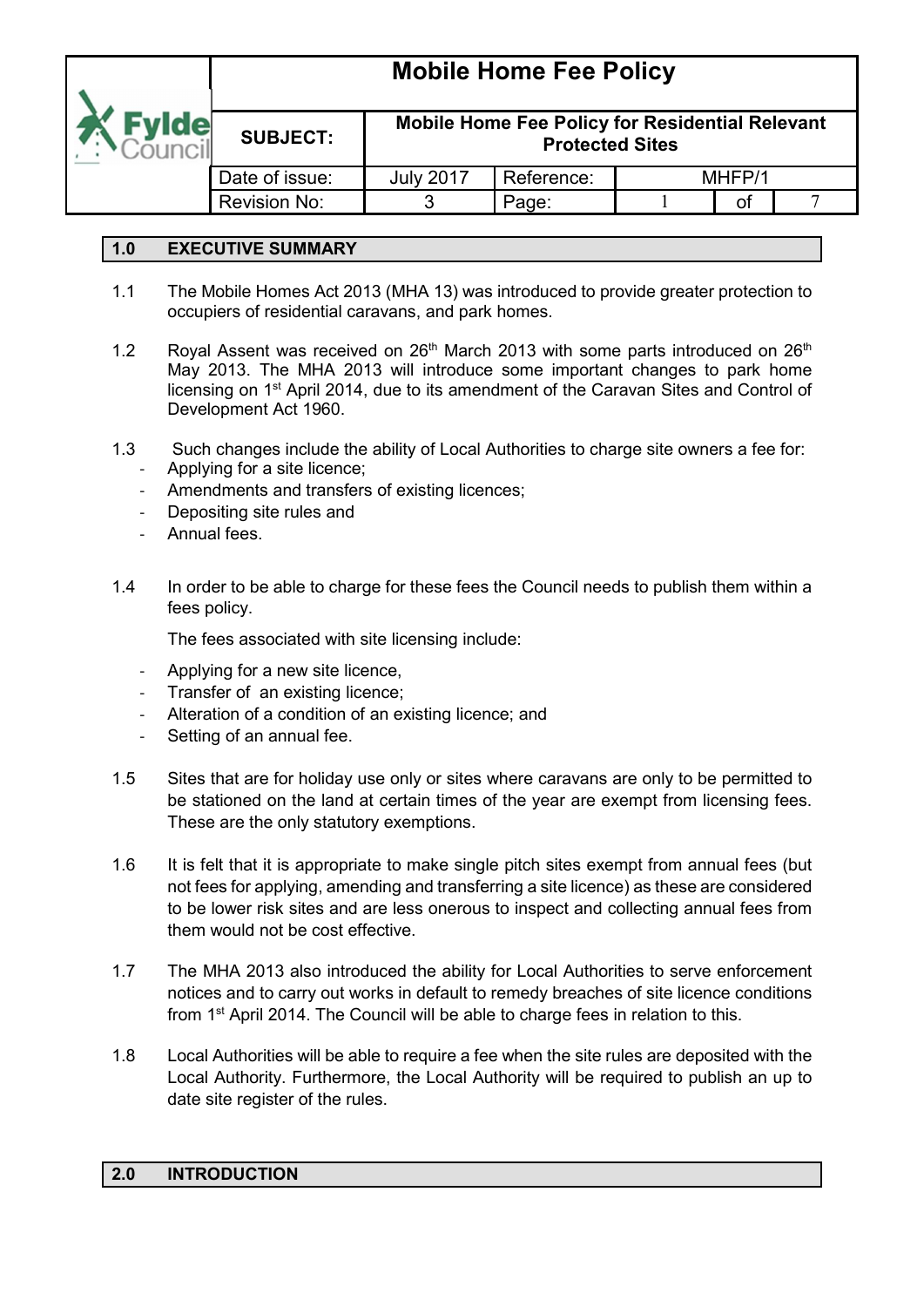# Mobile Home Fee Policy

| | | | |
|---|---|---|---|
| **SUBJECT:** | **Mobile Home Fee Policy for Residential Relevant Protected Sites** | | |
| Date of issue: | July 2017 | Reference: | MHFP/1 |
| Revision No: | 3 | | |

## 1.0 EXECUTIVE SUMMARY

1.1 The Mobile Homes Act 2013 (MHA 13) was introduced to provide greater protection to occupiers of residential caravans, and park homes.

1.2 Royal Assent was received on 26th March 2013 with some parts introduced on 26th May 2013. The MHA 2013 will introduce some important changes to park home licensing on 1st April 2014, due to its amendment of the Caravan Sites and Control of Development Act 1960.

1.3 Such changes include the ability of Local Authorities to charge site owners a fee for:

- Applying for a site licence;
- Amendments and transfers of existing licences;
- Depositing site rules and
- Annual fees.

1.4 In order to be able to charge for these fees the Council needs to publish them within a fees policy.

The fees associated with site licensing include:

- Applying for a new site licence,
- Transfer of an existing licence;
- Alteration of a condition of an existing licence; and
- Setting of an annual fee.

1.5 Sites that are for holiday use only or sites where caravans are only to be permitted to be stationed on the land at certain times of the year are exempt from licensing fees. These are the only statutory exemptions.

1.6 It is felt that it is appropriate to make single pitch sites exempt from annual fees (but not fees for applying, amending and transferring a site licence) as these are considered to be lower risk sites and are less onerous to inspect and collecting annual fees from them would not be cost effective.

1.7 The MHA 2013 also introduced the ability for Local Authorities to serve enforcement notices and to carry out works in default to remedy breaches of site licence conditions from 1st April 2014. The Council will be able to charge fees in relation to this.

1.8 Local Authorities will be able to require a fee when the site rules are deposited with the Local Authority. Furthermore, the Local Authority will be required to publish an up to date site register of the rules.

## 2.0 INTRODUCTION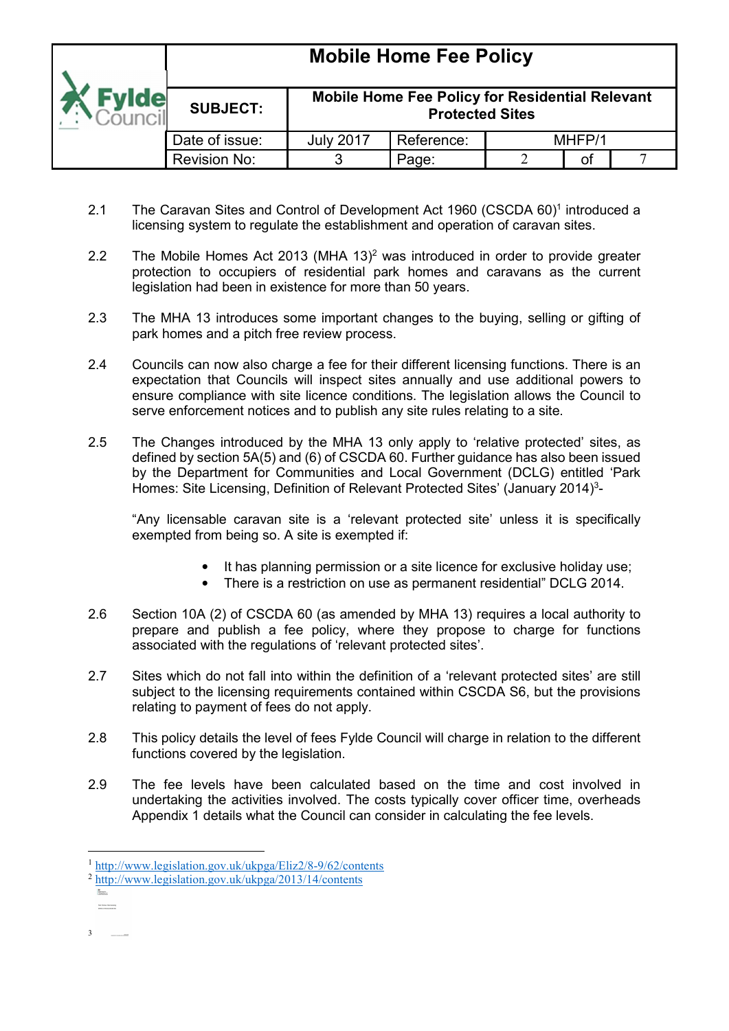2.1 The Caravan Sites and Control of Development Act 1960 (CSCDA 60)[1] introduced a licensing system to regulate the establishment and operation of caravan sites.

2.2 The Mobile Homes Act 2013 (MHA 13)[2] was introduced in order to provide greater protection to occupiers of residential park homes and caravans as the current legislation had been in existence for more than 50 years.

2.3 The MHA 13 introduces some important changes to the buying, selling or gifting of park homes and a pitch free review process.

2.4 Councils can now also charge a fee for their different licensing functions. There is an expectation that Councils will inspect sites annually and use additional powers to ensure compliance with site licence conditions. The legislation allows the Council to serve enforcement notices and to publish any site rules relating to a site.

2.5 The Changes introduced by the MHA 13 only apply to 'relative protected' sites, as defined by section 5A(5) and (6) of CSCDA 60. Further guidance has also been issued by the Department for Communities and Local Government (DCLG) entitled 'Park Homes: Site Licensing, Definition of Relevant Protected Sites' (January 2014)[3]-

"Any licensable caravan site is a 'relevant protected site' unless it is specifically exempted from being so. A site is exempted if:

- It has planning permission or a site licence for exclusive holiday use;
- There is a restriction on use as permanent residential" DCLG 2014.

2.6 Section 10A (2) of CSCDA 60 (as amended by MHA 13) requires a local authority to prepare and publish a fee policy, where they propose to charge for functions associated with the regulations of 'relevant protected sites'.

2.7 Sites which do not fall into within the definition of a 'relevant protected sites' are still subject to the licensing requirements contained within CSCDA S6, but the provisions relating to payment of fees do not apply.

2.8 This policy details the level of fees Fylde Council will charge in relation to the different functions covered by the legislation.

2.9 The fee levels have been calculated based on the time and cost involved in undertaking the activities involved. The costs typically cover officer time, overheads Appendix 1 details what the Council can consider in calculating the fee levels.

---

[1] http://www.legislation.gov.uk/ukpga/Eliz2/8-9/62/contents

[2] http://www.legislation.gov.uk/ukpga/2013/14/contents

[3]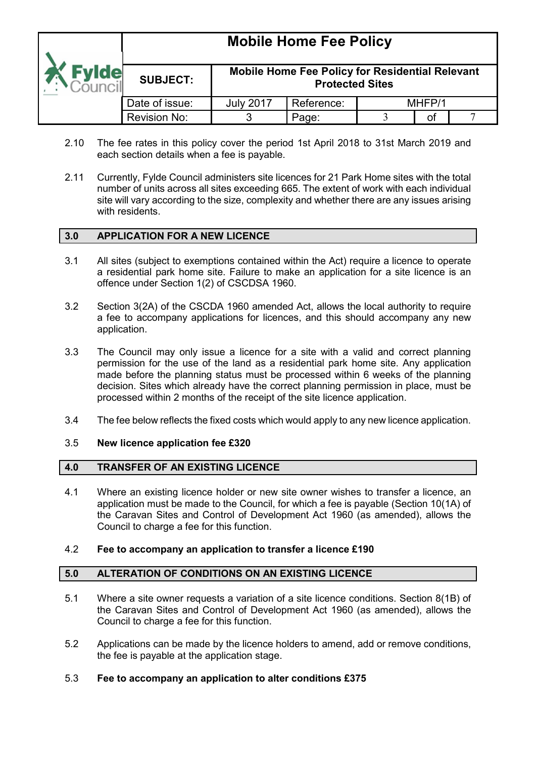2.10 The fee rates in this policy cover the period 1st April 2018 to 31st March 2019 and each section details when a fee is payable.

2.11 Currently, Fylde Council administers site licences for 21 Park Home sites with the total number of units across all sites exceeding 665. The extent of work with each individual site will vary according to the size, complexity and whether there are any issues arising with residents.

## 3.0 APPLICATION FOR A NEW LICENCE

3.1 All sites (subject to exemptions contained within the Act) require a licence to operate a residential park home site. Failure to make an application for a site licence is an offence under Section 1(2) of CSCDSA 1960.

3.2 Section 3(2A) of the CSCDA 1960 amended Act, allows the local authority to require a fee to accompany applications for licences, and this should accompany any new application.

3.3 The Council may only issue a licence for a site with a valid and correct planning permission for the use of the land as a residential park home site. Any application made before the planning status must be processed within 6 weeks of the planning decision. Sites which already have the correct planning permission in place, must be processed within 2 months of the receipt of the site licence application.

3.4 The fee below reflects the fixed costs which would apply to any new licence application.

3.5 **New licence application fee £320**

## 4.0 TRANSFER OF AN EXISTING LICENCE

4.1 Where an existing licence holder or new site owner wishes to transfer a licence, an application must be made to the Council, for which a fee is payable (Section 10(1A) of the Caravan Sites and Control of Development Act 1960 (as amended), allows the Council to charge a fee for this function.

4.2 **Fee to accompany an application to transfer a licence £190**

## 5.0 ALTERATION OF CONDITIONS ON AN EXISTING LICENCE

5.1 Where a site owner requests a variation of a site licence conditions. Section 8(1B) of the Caravan Sites and Control of Development Act 1960 (as amended), allows the Council to charge a fee for this function.

5.2 Applications can be made by the licence holders to amend, add or remove conditions, the fee is payable at the application stage.

5.3 **Fee to accompany an application to alter conditions £375**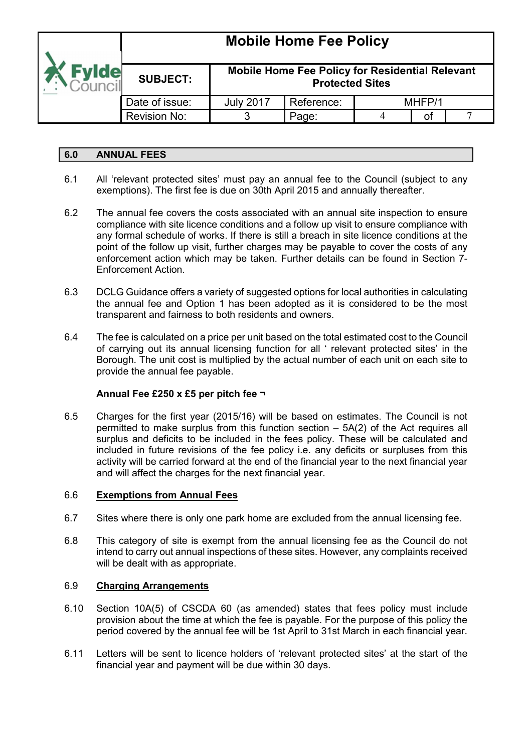## 6.0 ANNUAL FEES

6.1 All 'relevant protected sites' must pay an annual fee to the Council (subject to any exemptions). The first fee is due on 30th April 2015 and annually thereafter.

6.2 The annual fee covers the costs associated with an annual site inspection to ensure compliance with site licence conditions and a follow up visit to ensure compliance with any formal schedule of works. If there is still a breach in site licence conditions at the point of the follow up visit, further charges may be payable to cover the costs of any enforcement action which may be taken. Further details can be found in Section 7- Enforcement Action.

6.3 DCLG Guidance offers a variety of suggested options for local authorities in calculating the annual fee and Option 1 has been adopted as it is considered to be the most transparent and fairness to both residents and owners.

6.4 The fee is calculated on a price per unit based on the total estimated cost to the Council of carrying out its annual licensing function for all ' relevant protected sites' in the Borough. The unit cost is multiplied by the actual number of each unit on each site to provide the annual fee payable.

**Annual Fee £250 x £5 per pitch fee ¬**

6.5 Charges for the first year (2015/16) will be based on estimates. The Council is not permitted to make surplus from this function section – 5A(2) of the Act requires all surplus and deficits to be included in the fees policy. These will be calculated and included in future revisions of the fee policy i.e. any deficits or surpluses from this activity will be carried forward at the end of the financial year to the next financial year and will affect the charges for the next financial year.

6.6 **Exemptions from Annual Fees**

6.7 Sites where there is only one park home are excluded from the annual licensing fee.

6.8 This category of site is exempt from the annual licensing fee as the Council do not intend to carry out annual inspections of these sites. However, any complaints received will be dealt with as appropriate.

6.9 **Charging Arrangements**

6.10 Section 10A(5) of CSCDA 60 (as amended) states that fees policy must include provision about the time at which the fee is payable. For the purpose of this policy the period covered by the annual fee will be 1st April to 31st March in each financial year.

6.11 Letters will be sent to licence holders of 'relevant protected sites' at the start of the financial year and payment will be due within 30 days.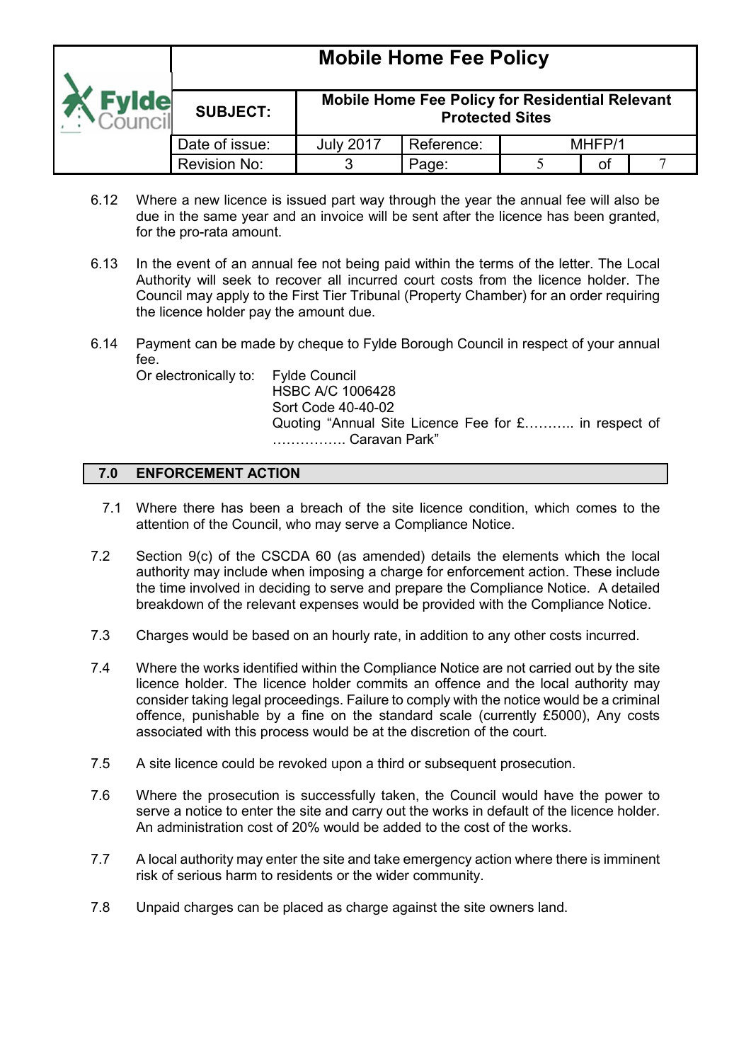6.12 Where a new licence is issued part way through the year the annual fee will also be due in the same year and an invoice will be sent after the licence has been granted, for the pro-rata amount.

6.13 In the event of an annual fee not being paid within the terms of the letter. The Local Authority will seek to recover all incurred court costs from the licence holder. The Council may apply to the First Tier Tribunal (Property Chamber) for an order requiring the licence holder pay the amount due.

6.14 Payment can be made by cheque to Fylde Borough Council in respect of your annual fee.
Or electronically to: Fylde Council
HSBC A/C 1006428
Sort Code 40-40-02
Quoting "Annual Site Licence Fee for £……….. in respect of ……………. Caravan Park"

## 7.0 ENFORCEMENT ACTION

7.1 Where there has been a breach of the site licence condition, which comes to the attention of the Council, who may serve a Compliance Notice.

7.2 Section 9(c) of the CSCDA 60 (as amended) details the elements which the local authority may include when imposing a charge for enforcement action. These include the time involved in deciding to serve and prepare the Compliance Notice. A detailed breakdown of the relevant expenses would be provided with the Compliance Notice.

7.3 Charges would be based on an hourly rate, in addition to any other costs incurred.

7.4 Where the works identified within the Compliance Notice are not carried out by the site licence holder. The licence holder commits an offence and the local authority may consider taking legal proceedings. Failure to comply with the notice would be a criminal offence, punishable by a fine on the standard scale (currently £5000), Any costs associated with this process would be at the discretion of the court.

7.5 A site licence could be revoked upon a third or subsequent prosecution.

7.6 Where the prosecution is successfully taken, the Council would have the power to serve a notice to enter the site and carry out the works in default of the licence holder. An administration cost of 20% would be added to the cost of the works.

7.7 A local authority may enter the site and take emergency action where there is imminent risk of serious harm to residents or the wider community.

7.8 Unpaid charges can be placed as charge against the site owners land.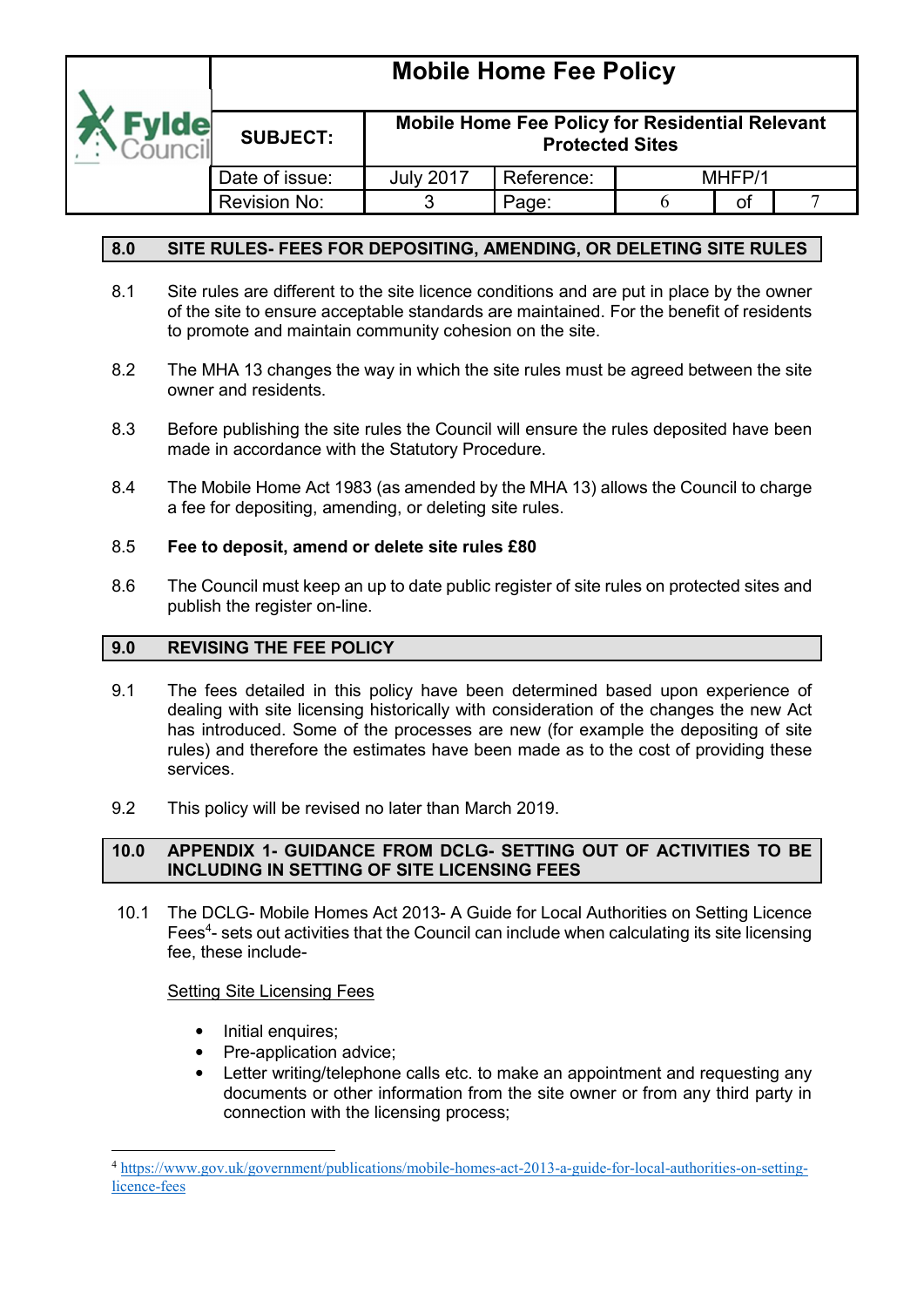## 8.0 SITE RULES- FEES FOR DEPOSITING, AMENDING, OR DELETING SITE RULES

8.1 Site rules are different to the site licence conditions and are put in place by the owner of the site to ensure acceptable standards are maintained. For the benefit of residents to promote and maintain community cohesion on the site.

8.2 The MHA 13 changes the way in which the site rules must be agreed between the site owner and residents.

8.3 Before publishing the site rules the Council will ensure the rules deposited have been made in accordance with the Statutory Procedure.

8.4 The Mobile Home Act 1983 (as amended by the MHA 13) allows the Council to charge a fee for depositing, amending, or deleting site rules.

8.5 **Fee to deposit, amend or delete site rules £80**

8.6 The Council must keep an up to date public register of site rules on protected sites and publish the register on-line.

## 9.0 REVISING THE FEE POLICY

9.1 The fees detailed in this policy have been determined based upon experience of dealing with site licensing historically with consideration of the changes the new Act has introduced. Some of the processes are new (for example the depositing of site rules) and therefore the estimates have been made as to the cost of providing these services.

9.2 This policy will be revised no later than March 2019.

## 10.0 APPENDIX 1- GUIDANCE FROM DCLG- SETTING OUT OF ACTIVITIES TO BE INCLUDING IN SETTING OF SITE LICENSING FEES

10.1 The DCLG- Mobile Homes Act 2013- A Guide for Local Authorities on Setting Licence Fees[4]- sets out activities that the Council can include when calculating its site licensing fee, these include-

<u>Setting Site Licensing Fees</u>

- Initial enquires;
- Pre-application advice;
- Letter writing/telephone calls etc. to make an appointment and requesting any documents or other information from the site owner or from any third party in connection with the licensing process;

---

[4] https://www.gov.uk/government/publications/mobile-homes-act-2013-a-guide-for-local-authorities-on-setting-licence-fees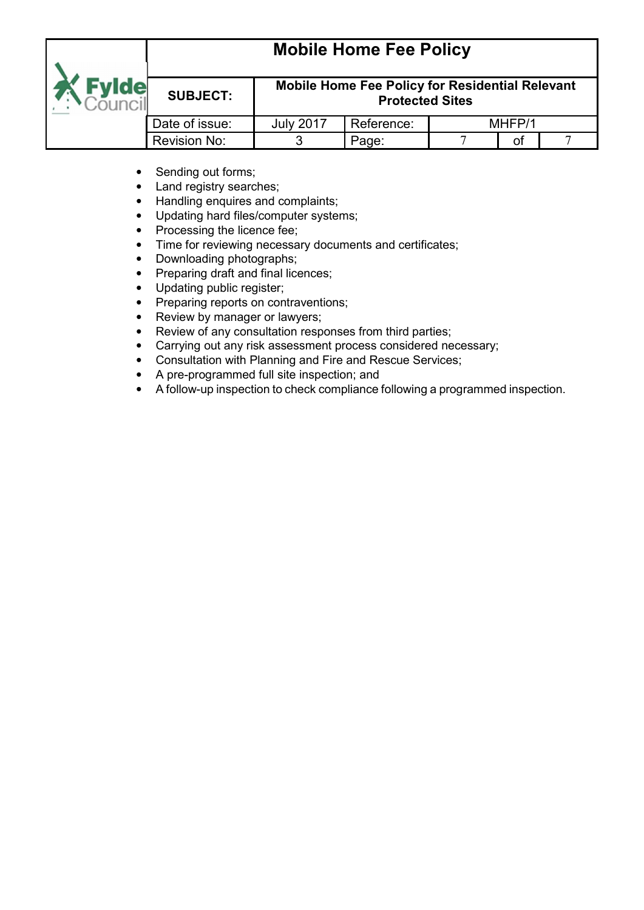- Sending out forms;
- Land registry searches;
- Handling enquires and complaints;
- Updating hard files/computer systems;
- Processing the licence fee;
- Time for reviewing necessary documents and certificates;
- Downloading photographs;
- Preparing draft and final licences;
- Updating public register;
- Preparing reports on contraventions;
- Review by manager or lawyers;
- Review of any consultation responses from third parties;
- Carrying out any risk assessment process considered necessary;
- Consultation with Planning and Fire and Rescue Services;
- A pre-programmed full site inspection; and
- A follow-up inspection to check compliance following a programmed inspection.